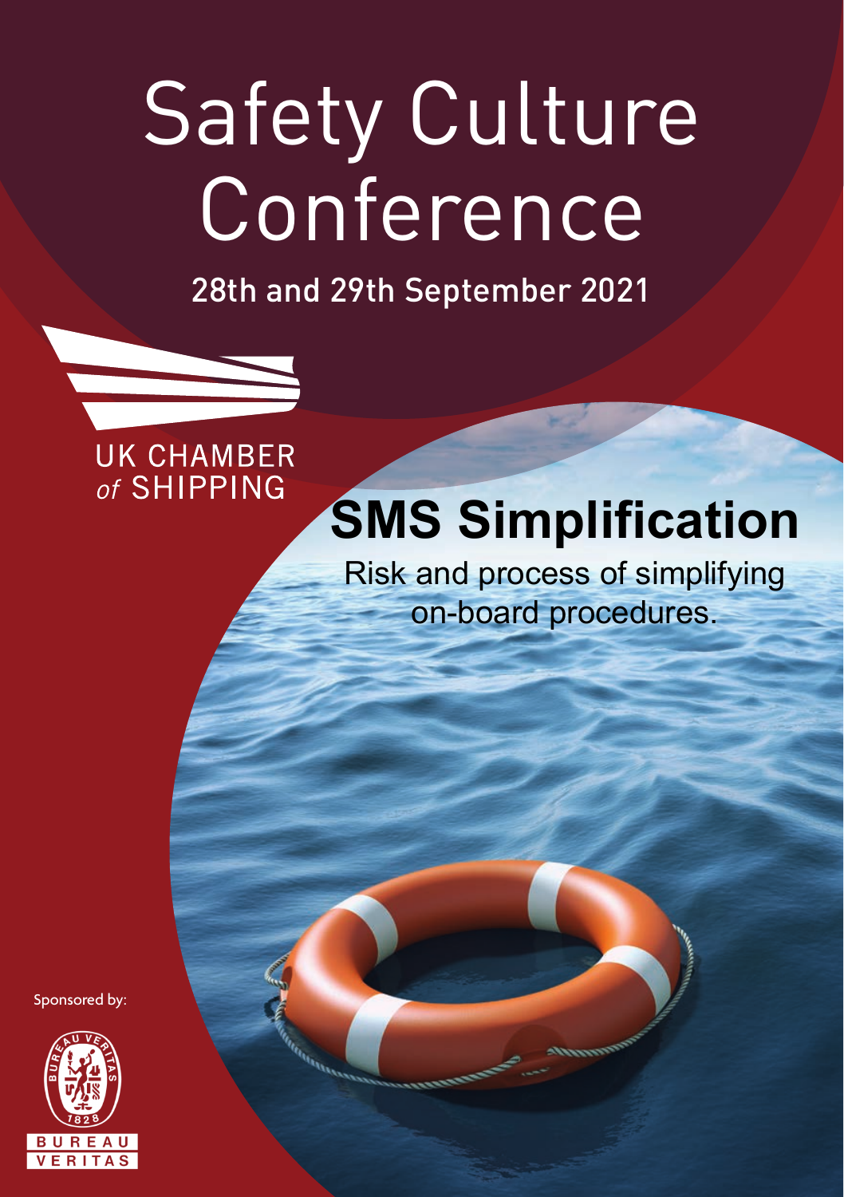# Safety Culture Conference

28th and 29th September 2021

UK CHAMBER *of* SHIPPING

## SMS Simplification

Risk and process of simplifying on-board procedures.

Sponsored by:

BUREAU VERITAS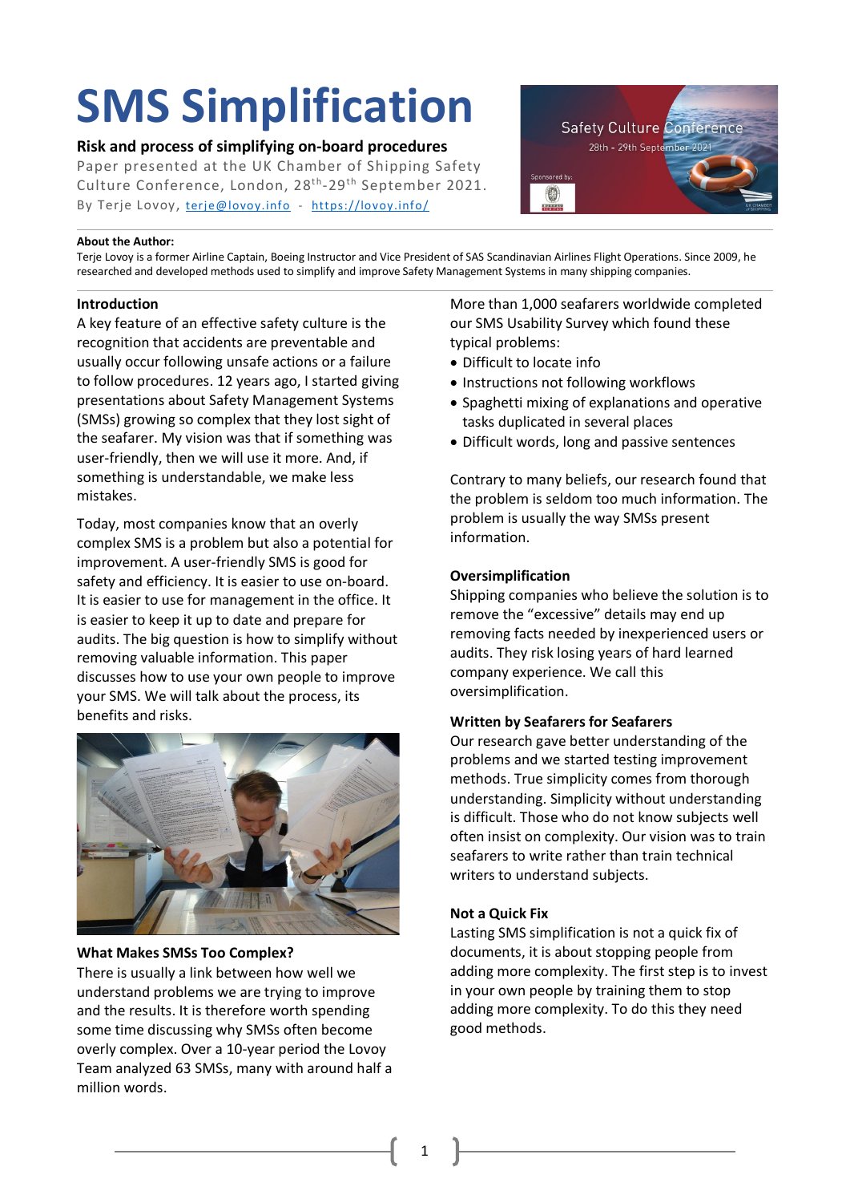# SMS Simplification

**Risk and process of simplifying on-board procedures**

Paper presented at the UK Chamber of Shipping Safety Culture Conference, London, 28th-29th September 2021.

By Terje Lovoy, terje@lovoy.info - https://lovoy.info/

**About the Author:**
Terje Lovoy is a former Airline Captain, Boeing Instructor and Vice President of SAS Scandinavian Airlines Flight Operations. Since 2009, he researched and developed methods used to simplify and improve Safety Management Systems in many shipping companies.

### Introduction

A key feature of an effective safety culture is the recognition that accidents are preventable and usually occur following unsafe actions or a failure to follow procedures. 12 years ago, I started giving presentations about Safety Management Systems (SMSs) growing so complex that they lost sight of the seafarer. My vision was that if something was user-friendly, then we will use it more. And, if something is understandable, we make less mistakes.

Today, most companies know that an overly complex SMS is a problem but also a potential for improvement. A user-friendly SMS is good for safety and efficiency. It is easier to use on-board. It is easier to use for management in the office. It is easier to keep it up to date and prepare for audits. The big question is how to simplify without removing valuable information. This paper discusses how to use your own people to improve your SMS. We will talk about the process, its benefits and risks.

### What Makes SMSs Too Complex?

There is usually a link between how well we understand problems we are trying to improve and the results. It is therefore worth spending some time discussing why SMSs often become overly complex. Over a 10-year period the Lovoy Team analyzed 63 SMSs, many with around half a million words.

More than 1,000 seafarers worldwide completed our SMS Usability Survey which found these typical problems:

- Difficult to locate info
- Instructions not following workflows
- Spaghetti mixing of explanations and operative tasks duplicated in several places
- Difficult words, long and passive sentences

Contrary to many beliefs, our research found that the problem is seldom too much information. The problem is usually the way SMSs present information.

### Oversimplification

Shipping companies who believe the solution is to remove the "excessive" details may end up removing facts needed by inexperienced users or audits. They risk losing years of hard learned company experience. We call this oversimplification.

### Written by Seafarers for Seafarers

Our research gave better understanding of the problems and we started testing improvement methods. True simplicity comes from thorough understanding. Simplicity without understanding is difficult. Those who do not know subjects well often insist on complexity. Our vision was to train seafarers to write rather than train technical writers to understand subjects.

### Not a Quick Fix

Lasting SMS simplification is not a quick fix of documents, it is about stopping people from adding more complexity. The first step is to invest in your own people by training them to stop adding more complexity. To do this they need good methods.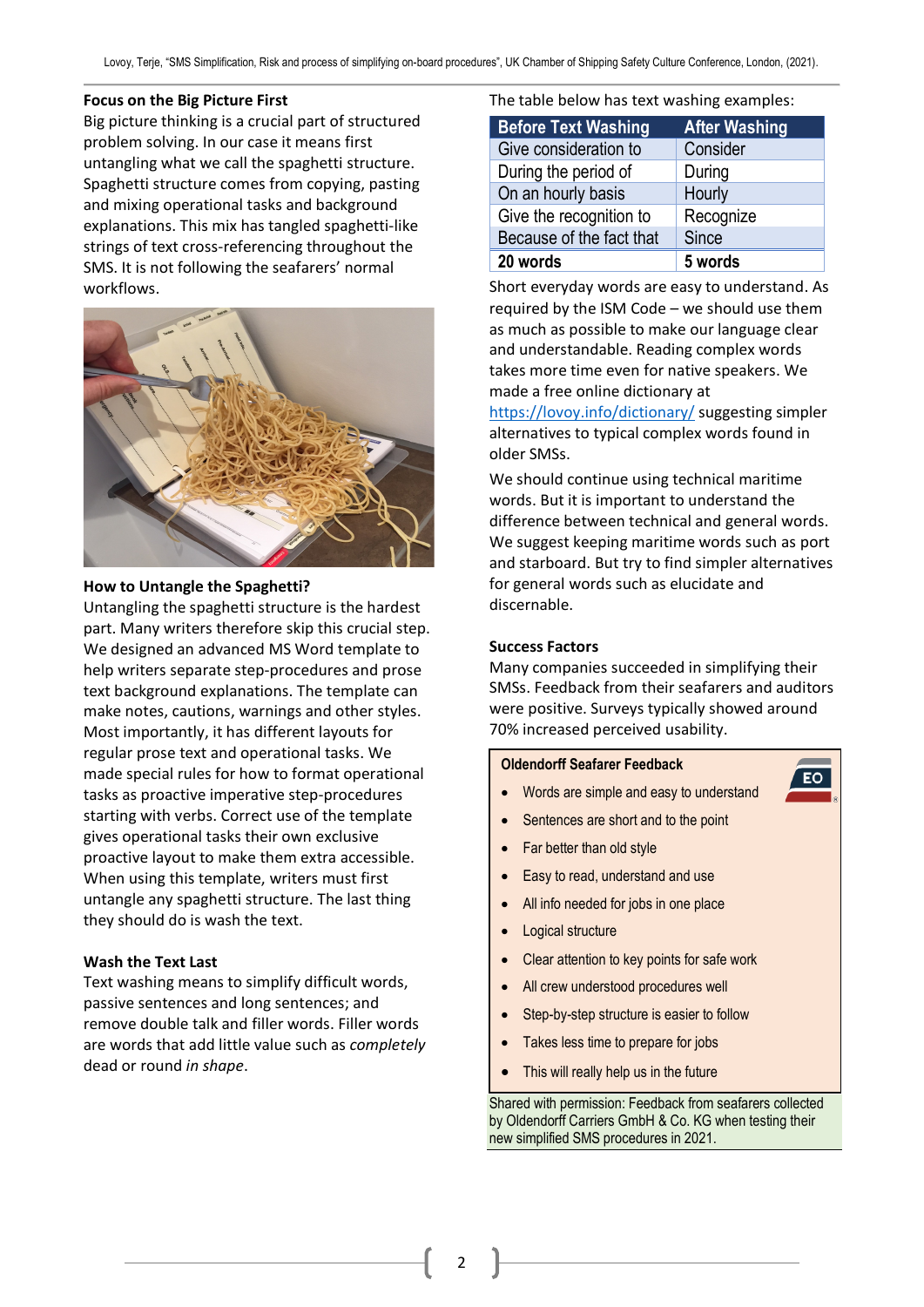### Focus on the Big Picture First

Big picture thinking is a crucial part of structured problem solving. In our case it means first untangling what we call the spaghetti structure. Spaghetti structure comes from copying, pasting and mixing operational tasks and background explanations. This mix has tangled spaghetti-like strings of text cross-referencing throughout the SMS. It is not following the seafarers' normal workflows.

### How to Untangle the Spaghetti?

Untangling the spaghetti structure is the hardest part. Many writers therefore skip this crucial step. We designed an advanced MS Word template to help writers separate step-procedures and prose text background explanations. The template can make notes, cautions, warnings and other styles. Most importantly, it has different layouts for regular prose text and operational tasks. We made special rules for how to format operational tasks as proactive imperative step-procedures starting with verbs. Correct use of the template gives operational tasks their own exclusive proactive layout to make them extra accessible. When using this template, writers must first untangle any spaghetti structure. The last thing they should do is wash the text.

### Wash the Text Last

Text washing means to simplify difficult words, passive sentences and long sentences; and remove double talk and filler words. Filler words are words that add little value such as *completely* dead or round *in shape*.

The table below has text washing examples:

| Before Text Washing | After Washing |
|---|---|
| Give consideration to | Consider |
| During the period of | During |
| On an hourly basis | Hourly |
| Give the recognition to | Recognize |
| Because of the fact that | Since |
| **20 words** | **5 words** |

Short everyday words are easy to understand. As required by the ISM Code – we should use them as much as possible to make our language clear and understandable. Reading complex words takes more time even for native speakers. We made a free online dictionary at https://lovoy.info/dictionary/ suggesting simpler alternatives to typical complex words found in older SMSs.

We should continue using technical maritime words. But it is important to understand the difference between technical and general words. We suggest keeping maritime words such as port and starboard. But try to find simpler alternatives for general words such as elucidate and discernable.

### Success Factors

Many companies succeeded in simplifying their SMSs. Feedback from their seafarers and auditors were positive. Surveys typically showed around 70% increased perceived usability.

**Oldendorff Seafarer Feedback**

- Words are simple and easy to understand
- Sentences are short and to the point
- Far better than old style
- Easy to read, understand and use
- All info needed for jobs in one place
- Logical structure
- Clear attention to key points for safe work
- All crew understood procedures well
- Step-by-step structure is easier to follow
- Takes less time to prepare for jobs
- This will really help us in the future

Shared with permission: Feedback from seafarers collected by Oldendorff Carriers GmbH & Co. KG when testing their new simplified SMS procedures in 2021.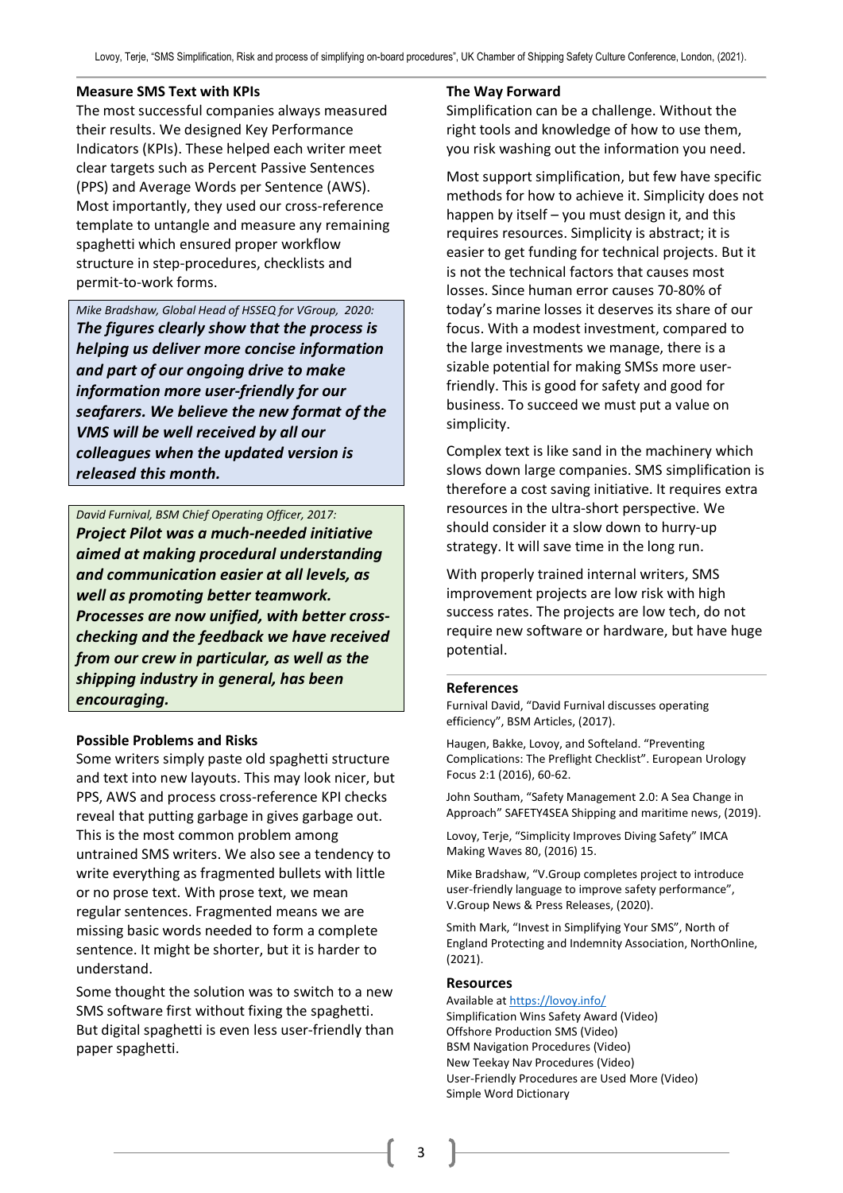### Measure SMS Text with KPIs

The most successful companies always measured their results. We designed Key Performance Indicators (KPIs). These helped each writer meet clear targets such as Percent Passive Sentences (PPS) and Average Words per Sentence (AWS). Most importantly, they used our cross-reference template to untangle and measure any remaining spaghetti which ensured proper workflow structure in step-procedures, checklists and permit-to-work forms.

*Mike Bradshaw, Global Head of HSSEQ for VGroup, 2020:*
***The figures clearly show that the process is helping us deliver more concise information and part of our ongoing drive to make information more user-friendly for our seafarers. We believe the new format of the VMS will be well received by all our colleagues when the updated version is released this month.***

*David Furnival, BSM Chief Operating Officer, 2017:*
***Project Pilot was a much-needed initiative aimed at making procedural understanding and communication easier at all levels, as well as promoting better teamwork. Processes are now unified, with better cross-checking and the feedback we have received from our crew in particular, as well as the shipping industry in general, has been encouraging.***

### Possible Problems and Risks

Some writers simply paste old spaghetti structure and text into new layouts. This may look nicer, but PPS, AWS and process cross-reference KPI checks reveal that putting garbage in gives garbage out. This is the most common problem among untrained SMS writers. We also see a tendency to write everything as fragmented bullets with little or no prose text. With prose text, we mean regular sentences. Fragmented means we are missing basic words needed to form a complete sentence. It might be shorter, but it is harder to understand.

Some thought the solution was to switch to a new SMS software first without fixing the spaghetti. But digital spaghetti is even less user-friendly than paper spaghetti.

### The Way Forward

Simplification can be a challenge. Without the right tools and knowledge of how to use them, you risk washing out the information you need.

Most support simplification, but few have specific methods for how to achieve it. Simplicity does not happen by itself – you must design it, and this requires resources. Simplicity is abstract; it is easier to get funding for technical projects. But it is not the technical factors that causes most losses. Since human error causes 70-80% of today's marine losses it deserves its share of our focus. With a modest investment, compared to the large investments we manage, there is a sizable potential for making SMSs more user-friendly. This is good for safety and good for business. To succeed we must put a value on simplicity.

Complex text is like sand in the machinery which slows down large companies. SMS simplification is therefore a cost saving initiative. It requires extra resources in the ultra-short perspective. We should consider it a slow down to hurry-up strategy. It will save time in the long run.

With properly trained internal writers, SMS improvement projects are low risk with high success rates. The projects are low tech, do not require new software or hardware, but have huge potential.

### References

Furnival David, "David Furnival discusses operating efficiency", BSM Articles, (2017).

Haugen, Bakke, Lovoy, and Softeland. "Preventing Complications: The Preflight Checklist". European Urology Focus 2:1 (2016), 60-62.

John Southam, "Safety Management 2.0: A Sea Change in Approach" SAFETY4SEA Shipping and maritime news, (2019).

Lovoy, Terje, "Simplicity Improves Diving Safety" IMCA Making Waves 80, (2016) 15.

Mike Bradshaw, "V.Group completes project to introduce user-friendly language to improve safety performance", V.Group News & Press Releases, (2020).

Smith Mark, "Invest in Simplifying Your SMS", North of England Protecting and Indemnity Association, NorthOnline, (2021).

### Resources

Available at https://lovoy.info/
Simplification Wins Safety Award (Video)
Offshore Production SMS (Video)
BSM Navigation Procedures (Video)
New Teekay Nav Procedures (Video)
User-Friendly Procedures are Used More (Video)
Simple Word Dictionary